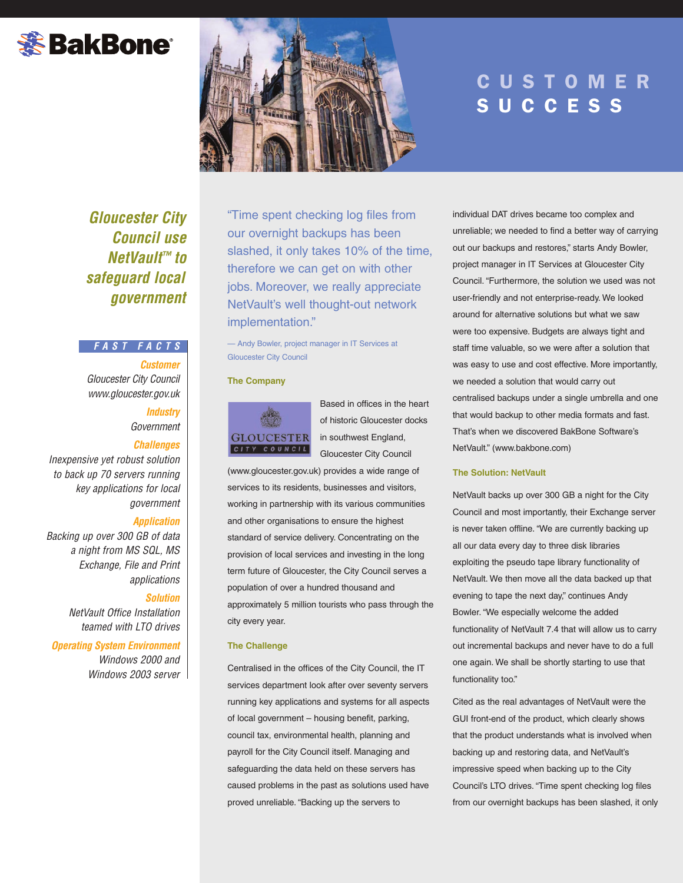BakBone®

# CUSTOMER SUCCESS

## Gloucester City Council use NetVault™ to safeguard local government

### FAST FACTS

**Customer**
Gloucester City Council
www.gloucester.gov.uk

**Industry**
Government

**Challenges**
Inexpensive yet robust solution to back up 70 servers running key applications for local government

**Application**
Backing up over 300 GB of data a night from MS SQL, MS Exchange, File and Print applications

**Solution**
NetVault Office Installation teamed with LTO drives

**Operating System Environment**
Windows 2000 and Windows 2003 server

"Time spent checking log files from our overnight backups has been slashed, it only takes 10% of the time, therefore we can get on with other jobs. Moreover, we really appreciate NetVault's well thought-out network implementation."

— Andy Bowler, project manager in IT Services at Gloucester City Council

### The Company

GLOUCESTER CITY COUNCIL

Based in offices in the heart of historic Gloucester docks in southwest England, Gloucester City Council (www.gloucester.gov.uk) provides a wide range of services to its residents, businesses and visitors, working in partnership with its various communities and other organisations to ensure the highest standard of service delivery. Concentrating on the provision of local services and investing in the long term future of Gloucester, the City Council serves a population of over a hundred thousand and approximately 5 million tourists who pass through the city every year.

### The Challenge

Centralised in the offices of the City Council, the IT services department look after over seventy servers running key applications and systems for all aspects of local government – housing benefit, parking, council tax, environmental health, planning and payroll for the City Council itself. Managing and safeguarding the data held on these servers has caused problems in the past as solutions used have proved unreliable. "Backing up the servers to individual DAT drives became too complex and unreliable; we needed to find a better way of carrying out our backups and restores," starts Andy Bowler, project manager in IT Services at Gloucester City Council. "Furthermore, the solution we used was not user-friendly and not enterprise-ready. We looked around for alternative solutions but what we saw were too expensive. Budgets are always tight and staff time valuable, so we were after a solution that was easy to use and cost effective. More importantly, we needed a solution that would carry out centralised backups under a single umbrella and one that would backup to other media formats and fast. That's when we discovered BakBone Software's NetVault." (www.bakbone.com)

### The Solution: NetVault

NetVault backs up over 300 GB a night for the City Council and most importantly, their Exchange server is never taken offline. "We are currently backing up all our data every day to three disk libraries exploiting the pseudo tape library functionality of NetVault. We then move all the data backed up that evening to tape the next day," continues Andy Bowler. "We especially welcome the added functionality of NetVault 7.4 that will allow us to carry out incremental backups and never have to do a full one again. We shall be shortly starting to use that functionality too."

Cited as the real advantages of NetVault were the GUI front-end of the product, which clearly shows that the product understands what is involved when backing up and restoring data, and NetVault's impressive speed when backing up to the City Council's LTO drives. "Time spent checking log files from our overnight backups has been slashed, it only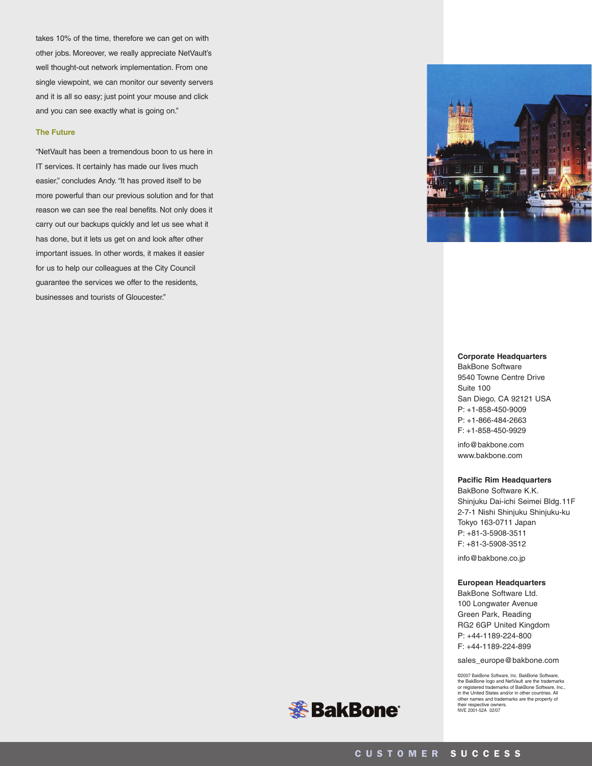takes 10% of the time, therefore we can get on with other jobs. Moreover, we really appreciate NetVault's well thought-out network implementation. From one single viewpoint, we can monitor our seventy servers and it is all so easy; just point your mouse and click and you can see exactly what is going on."

### The Future

"NetVault has been a tremendous boon to us here in IT services. It certainly has made our lives much easier," concludes Andy. "It has proved itself to be more powerful than our previous solution and for that reason we can see the real benefits. Not only does it carry out our backups quickly and let us see what it has done, but it lets us get on and look after other important issues. In other words, it makes it easier for us to help our colleagues at the City Council guarantee the services we offer to the residents, businesses and tourists of Gloucester."

**Corporate Headquarters**
BakBone Software
9540 Towne Centre Drive
Suite 100
San Diego, CA 92121 USA
P: +1-858-450-9009
P: +1-866-484-2663
F: +1-858-450-9929

info@bakbone.com
www.bakbone.com

**Pacific Rim Headquarters**
BakBone Software K.K.
Shinjuku Dai-ichi Seimei Bldg. 11F
2-7-1 Nishi Shinjuku Shinjuku-ku
Tokyo 163-0711 Japan
P: +81-3-5908-3511
F: +81-3-5908-3512

info@bakbone.co.jp

**European Headquarters**
BakBone Software Ltd.
100 Longwater Avenue
Green Park, Reading
RG2 6GP United Kingdom
P: +44-1189-224-800
F: +44-1189-224-899

sales_europe@bakbone.com

©2007 BakBone Software, Inc. BakBone Software, the BakBone logo and NetVault are the trademarks or registered trademarks of BakBone Software, Inc., in the United States and/or in other countries. All other names and trademarks are the property of their respective owners.
NVE 2001-52A 02/07

BakBone®

CUSTOMER SUCCESS